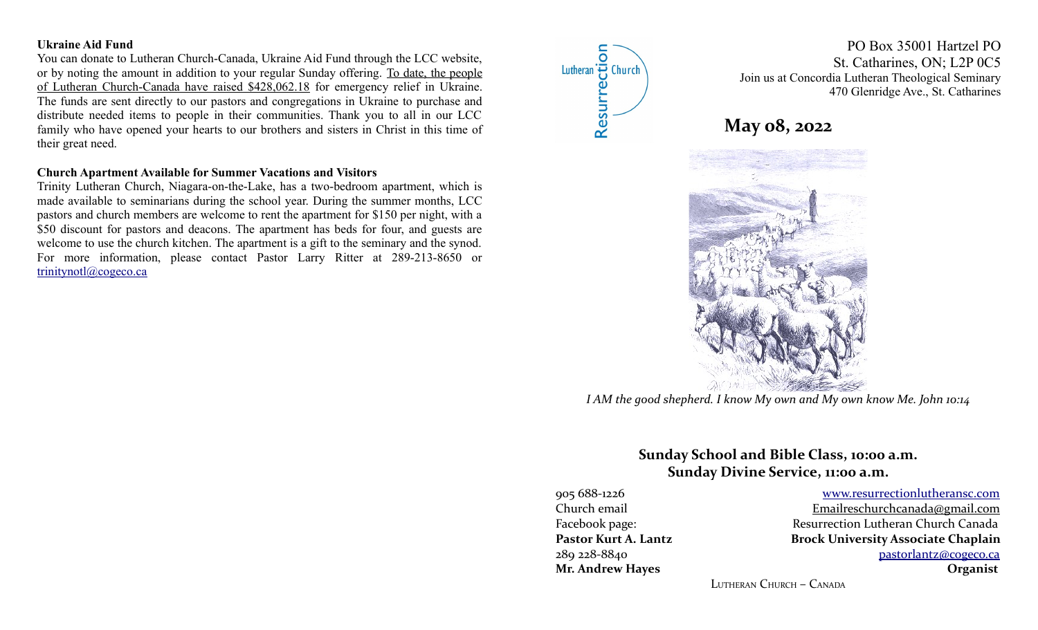**Ukraine Aid Fund**

You can donate to Lutheran Church-Canada, Ukraine Aid Fund through the LCC website, or by noting the amount in addition to your regular Sunday offering. To date, the people of Lutheran Church-Canada have raised $428,062.18 for emergency relief in Ukraine. The funds are sent directly to our pastors and congregations in Ukraine to purchase and distribute needed items to people in their communities. Thank you to all in our LCC family who have opened your hearts to our brothers and sisters in Christ in this time of their great need.

**Church Apartment Available for Summer Vacations and Visitors**

Trinity Lutheran Church, Niagara-on-the-Lake, has a two-bedroom apartment, which is made available to seminarians during the school year. During the summer months, LCC pastors and church members are welcome to rent the apartment for $150 per night, with a $50 discount for pastors and deacons. The apartment has beds for four, and guests are welcome to use the church kitchen. The apartment is a gift to the seminary and the synod. For more information, please contact Pastor Larry Ritter at 289-213-8650 or trinitynotl@cogeco.ca

Lutheran Resurrection Church

PO Box 35001 Hartzel PO
St. Catharines, ON; L2P 0C5
Join us at Concordia Lutheran Theological Seminary
470 Glenridge Ave., St. Catharines

# May 08, 2022

*I AM the good shepherd. I know My own and My own know Me. John 10:14*

**Sunday School and Bible Class, 10:00 a.m.**
**Sunday Divine Service, 11:00 a.m.**

905 688-1226 — www.resurrectionlutheransc.com
Church email — Emailreschurchcanada@gmail.com
Facebook page: — Resurrection Lutheran Church Canada
**Pastor Kurt A. Lantz** — **Brock University Associate Chaplain**
289 228-8840 — pastorlantz@cogeco.ca
**Mr. Andrew Hayes** — **Organist**

Lutheran Church – Canada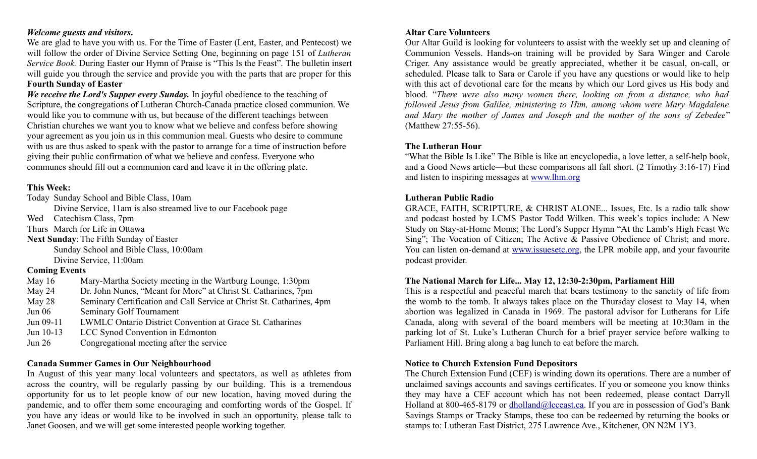***Welcome guests and visitors.***

We are glad to have you with us. For the Time of Easter (Lent, Easter, and Pentecost) we will follow the order of Divine Service Setting One, beginning on page 151 of *Lutheran Service Book.* During Easter our Hymn of Praise is "This Is the Feast". The bulletin insert will guide you through the service and provide you with the parts that are proper for this **Fourth Sunday of Easter**

***We receive the Lord's Supper every Sunday.*** In joyful obedience to the teaching of Scripture, the congregations of Lutheran Church-Canada practice closed communion. We would like you to commune with us, but because of the different teachings between Christian churches we want you to know what we believe and confess before showing your agreement as you join us in this communion meal. Guests who desire to commune with us are thus asked to speak with the pastor to arrange for a time of instruction before giving their public confirmation of what we believe and confess. Everyone who communes should fill out a communion card and leave it in the offering plate.

**This Week:**

Today Sunday School and Bible Class, 10am
Divine Service, 11am is also streamed live to our Facebook page
Wed Catechism Class, 7pm
Thurs March for Life in Ottawa
**Next Sunday**: The Fifth Sunday of Easter
Sunday School and Bible Class, 10:00am
Divine Service, 11:00am

**Coming Events**

| | |
|---|---|
| May 16 | Mary-Martha Society meeting in the Wartburg Lounge, 1:30pm |
| May 24 | Dr. John Nunes, "Meant for More" at Christ St. Catharines, 7pm |
| May 28 | Seminary Certification and Call Service at Christ St. Catharines, 4pm |
| Jun 06 | Seminary Golf Tournament |
| Jun 09-11 | LWMLC Ontario District Convention at Grace St. Catharines |
| Jun 10-13 | LCC Synod Convention in Edmonton |
| Jun 26 | Congregational meeting after the service |

**Canada Summer Games in Our Neighbourhood**

In August of this year many local volunteers and spectators, as well as athletes from across the country, will be regularly passing by our building. This is a tremendous opportunity for us to let people know of our new location, having moved during the pandemic, and to offer them some encouraging and comforting words of the Gospel. If you have any ideas or would like to be involved in such an opportunity, please talk to Janet Goosen, and we will get some interested people working together.

**Altar Care Volunteers**

Our Altar Guild is looking for volunteers to assist with the weekly set up and cleaning of Communion Vessels. Hands-on training will be provided by Sara Winger and Carole Criger. Any assistance would be greatly appreciated, whether it be casual, on-call, or scheduled. Please talk to Sara or Carole if you have any questions or would like to help with this act of devotional care for the means by which our Lord gives us His body and blood. "*There were also many women there, looking on from a distance, who had followed Jesus from Galilee, ministering to Him, among whom were Mary Magdalene and Mary the mother of James and Joseph and the mother of the sons of Zebedee*" (Matthew 27:55-56).

**The Lutheran Hour**

"What the Bible Is Like" The Bible is like an encyclopedia, a love letter, a self-help book, and a Good News article—but these comparisons all fall short. (2 Timothy 3:16-17) Find and listen to inspiring messages at www.lhm.org

**Lutheran Public Radio**

GRACE, FAITH, SCRIPTURE, & CHRIST ALONE... Issues, Etc. Is a radio talk show and podcast hosted by LCMS Pastor Todd Wilken. This week's topics include: A New Study on Stay-at-Home Moms; The Lord's Supper Hymn "At the Lamb's High Feast We Sing"; The Vocation of Citizen; The Active & Passive Obedience of Christ; and more. You can listen on-demand at www.issuesetc.org, the LPR mobile app, and your favourite podcast provider.

**The National March for Life... May 12, 12:30-2:30pm, Parliament Hill**

This is a respectful and peaceful march that bears testimony to the sanctity of life from the womb to the tomb. It always takes place on the Thursday closest to May 14, when abortion was legalized in Canada in 1969. The pastoral advisor for Lutherans for Life Canada, along with several of the board members will be meeting at 10:30am in the parking lot of St. Luke's Lutheran Church for a brief prayer service before walking to Parliament Hill. Bring along a bag lunch to eat before the march.

**Notice to Church Extension Fund Depositors**

The Church Extension Fund (CEF) is winding down its operations. There are a number of unclaimed savings accounts and savings certificates. If you or someone you know thinks they may have a CEF account which has not been redeemed, please contact Darryll Holland at 800-465-8179 or dholland@lcceast.ca. If you are in possession of God's Bank Savings Stamps or Tracky Stamps, these too can be redeemed by returning the books or stamps to: Lutheran East District, 275 Lawrence Ave., Kitchener, ON N2M 1Y3.